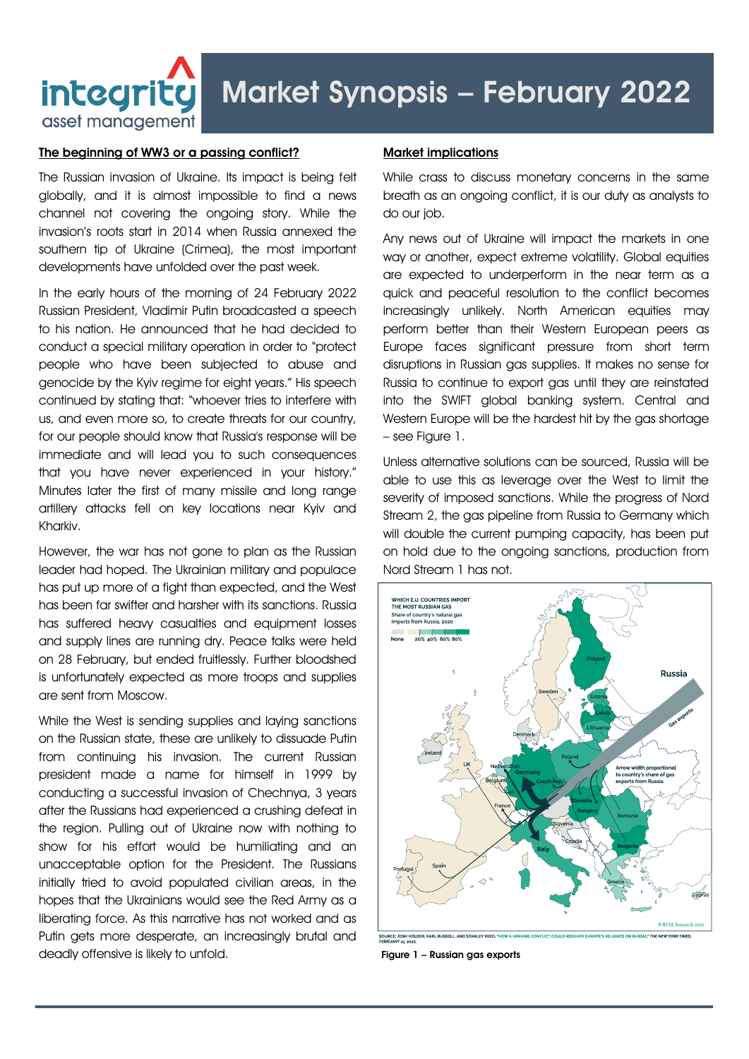# Market Synopsis – February 2022

## The beginning of WW3 or a passing conflict?

The Russian invasion of Ukraine. Its impact is being felt globally, and it is almost impossible to find a news channel not covering the ongoing story. While the invasion's roots start in 2014 when Russia annexed the southern tip of Ukraine (Crimea), the most important developments have unfolded over the past week.

In the early hours of the morning of 24 February 2022 Russian President, Vladimir Putin broadcasted a speech to his nation. He announced that he had decided to conduct a special military operation in order to "protect people who have been subjected to abuse and genocide by the Kyiv regime for eight years." His speech continued by stating that: "whoever tries to interfere with us, and even more so, to create threats for our country, for our people should know that Russia's response will be immediate and will lead you to such consequences that you have never experienced in your history." Minutes later the first of many missile and long range artillery attacks fell on key locations near Kyiv and Kharkiv.

However, the war has not gone to plan as the Russian leader had hoped. The Ukrainian military and populace has put up more of a fight than expected, and the West has been far swifter and harsher with its sanctions. Russia has suffered heavy casualties and equipment losses and supply lines are running dry. Peace talks were held on 28 February, but ended fruitlessly. Further bloodshed is unfortunately expected as more troops and supplies are sent from Moscow.

While the West is sending supplies and laying sanctions on the Russian state, these are unlikely to dissuade Putin from continuing his invasion. The current Russian president made a name for himself in 1999 by conducting a successful invasion of Chechnya, 3 years after the Russians had experienced a crushing defeat in the region. Pulling out of Ukraine now with nothing to show for his effort would be humiliating and an unacceptable option for the President. The Russians initially tried to avoid populated civilian areas, in the hopes that the Ukrainians would see the Red Army as a liberating force. As this narrative has not worked and as Putin gets more desperate, an increasingly brutal and deadly offensive is likely to unfold.

## Market implications

While crass to discuss monetary concerns in the same breath as an ongoing conflict, it is our duty as analysts to do our job.

Any news out of Ukraine will impact the markets in one way or another, expect extreme volatility. Global equities are expected to underperform in the near term as a quick and peaceful resolution to the conflict becomes increasingly unlikely. North American equities may perform better than their Western European peers as Europe faces significant pressure from short term disruptions in Russian gas supplies. It makes no sense for Russia to continue to export gas until they are reinstated into the SWIFT global banking system. Central and Western Europe will be the hardest hit by the gas shortage – see Figure 1.

Unless alternative solutions can be sourced, Russia will be able to use this as leverage over the West to limit the severity of imposed sanctions. While the progress of Nord Stream 2, the gas pipeline from Russia to Germany which will double the current pumping capacity, has been put on hold due to the ongoing sanctions, production from Nord Stream 1 has not.

SOURCE: JOSH HOLDER, KARL RUSSELL, AND STANLEY REED, "HOW A UKRAINE CONFLICT COULD RESHAPE EUROPE'S RELIANCE ON RUSSIA," THE NEW YORK TIMES, FEBRUARY 15 2022.

Figure 1 – Russian gas exports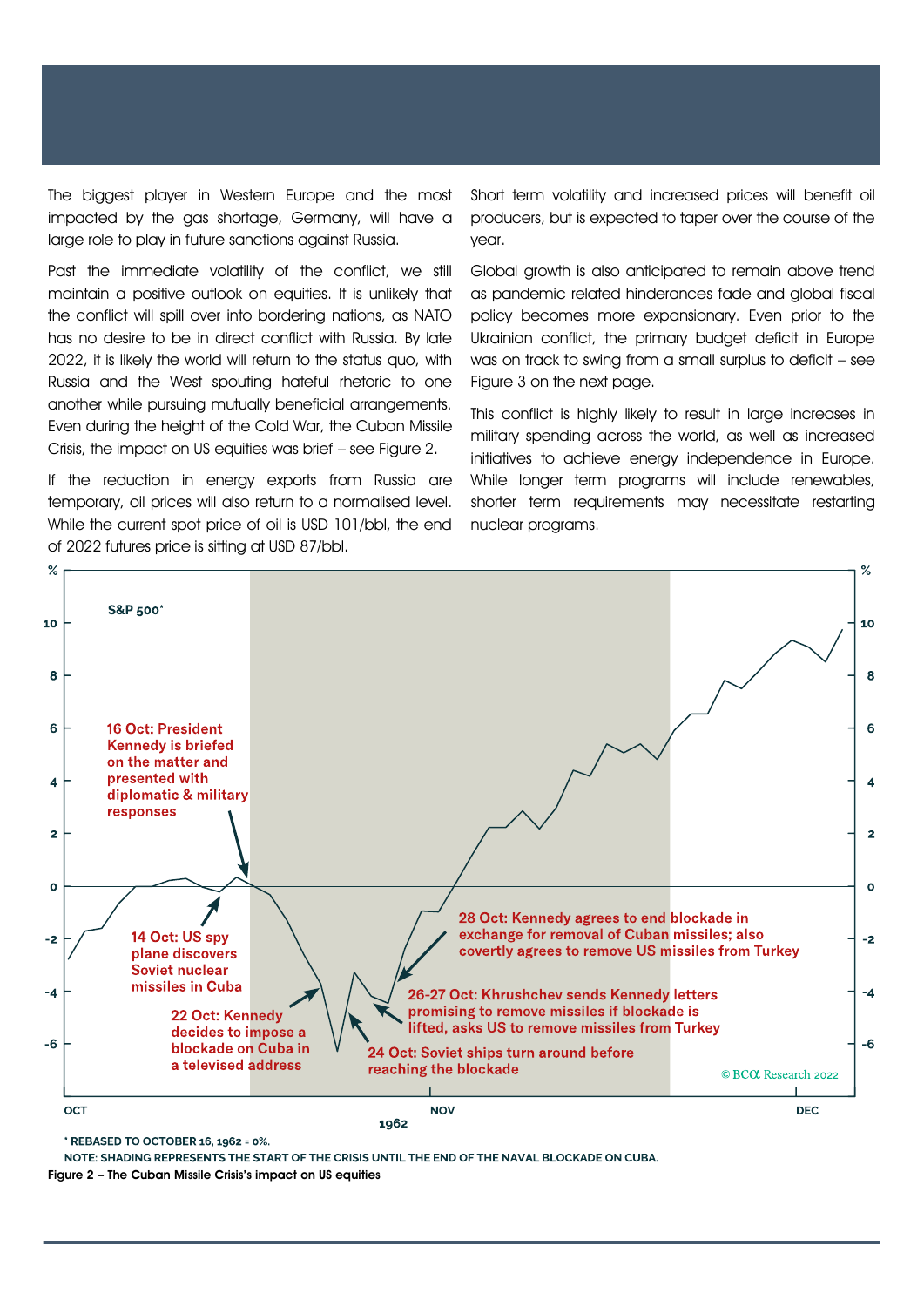The biggest player in Western Europe and the most impacted by the gas shortage, Germany, will have a large role to play in future sanctions against Russia.

Past the immediate volatility of the conflict, we still maintain a positive outlook on equities. It is unlikely that the conflict will spill over into bordering nations, as NATO has no desire to be in direct conflict with Russia. By late 2022, it is likely the world will return to the status quo, with Russia and the West spouting hateful rhetoric to one another while pursuing mutually beneficial arrangements. Even during the height of the Cold War, the Cuban Missile Crisis, the impact on US equities was brief – see Figure 2.

If the reduction in energy exports from Russia are temporary, oil prices will also return to a normalised level. While the current spot price of oil is USD 101/bbl, the end of 2022 futures price is sitting at USD 87/bbl.

Short term volatility and increased prices will benefit oil producers, but is expected to taper over the course of the year.

Global growth is also anticipated to remain above trend as pandemic related hinderances fade and global fiscal policy becomes more expansionary. Even prior to the Ukrainian conflict, the primary budget deficit in Europe was on track to swing from a small surplus to deficit – see Figure 3 on the next page.

This conflict is highly likely to result in large increases in military spending across the world, as well as increased initiatives to achieve energy independence in Europe. While longer term programs will include renewables, shorter term requirements may necessitate restarting nuclear programs.

S&P 500*

16 Oct: President Kennedy is briefed on the matter and presented with diplomatic & military responses

14 Oct: US spy plane discovers Soviet nuclear missiles in Cuba

22 Oct: Kennedy decides to impose a blockade on Cuba in a televised address

24 Oct: Soviet ships turn around before reaching the blockade

26-27 Oct: Khrushchev sends Kennedy letters promising to remove missiles if blockade is lifted, asks US to remove missiles from Turkey

28 Oct: Kennedy agrees to end blockade in exchange for removal of Cuban missiles; also covertly agrees to remove US missiles from Turkey

© BCA Research 2022

\* REBASED TO OCTOBER 16, 1962 = 0%.

NOTE: SHADING REPRESENTS THE START OF THE CRISIS UNTIL THE END OF THE NAVAL BLOCKADE ON CUBA.

Figure 2 – The Cuban Missile Crisis's impact on US equities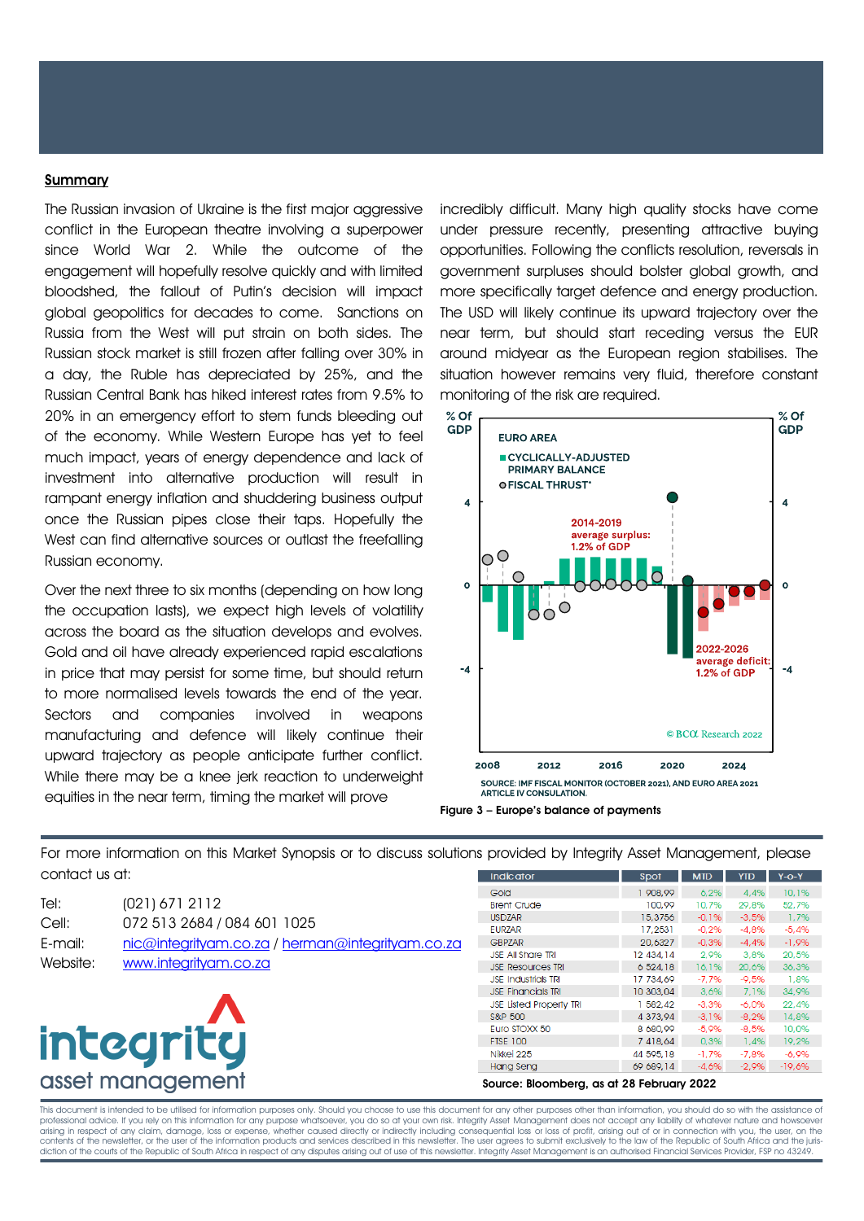## Summary

The Russian invasion of Ukraine is the first major aggressive conflict in the European theatre involving a superpower since World War 2. While the outcome of the engagement will hopefully resolve quickly and with limited bloodshed, the fallout of Putin's decision will impact global geopolitics for decades to come. Sanctions on Russia from the West will put strain on both sides. The Russian stock market is still frozen after falling over 30% in a day, the Ruble has depreciated by 25%, and the Russian Central Bank has hiked interest rates from 9.5% to 20% in an emergency effort to stem funds bleeding out of the economy. While Western Europe has yet to feel much impact, years of energy dependence and lack of investment into alternative production will result in rampant energy inflation and shuddering business output once the Russian pipes close their taps. Hopefully the West can find alternative sources or outlast the freefalling Russian economy.

Over the next three to six months (depending on how long the occupation lasts), we expect high levels of volatility across the board as the situation develops and evolves. Gold and oil have already experienced rapid escalations in price that may persist for some time, but should return to more normalised levels towards the end of the year. Sectors and companies involved in weapons manufacturing and defence will likely continue their upward trajectory as people anticipate further conflict. While there may be a knee jerk reaction to underweight equities in the near term, timing the market will prove incredibly difficult. Many high quality stocks have come under pressure recently, presenting attractive buying opportunities. Following the conflicts resolution, reversals in government surpluses should bolster global growth, and more specifically target defence and energy production. The USD will likely continue its upward trajectory over the near term, but should start receding versus the EUR around midyear as the European region stabilises. The situation however remains very fluid, therefore constant monitoring of the risk are required.

% Of GDP

EURO AREA

CYCLICALLY-ADJUSTED PRIMARY BALANCE

FISCAL THRUST*

2014-2019 average surplus: 1.2% of GDP

2022-2026 average deficit: 1.2% of GDP

4 0 -4

2008 2012 2016 2020 2024

© BCA Research 2022

SOURCE: IMF FISCAL MONITOR (OCTOBER 2021), AND EURO AREA 2021 ARTICLE IV CONSULTATION.

Figure 3 – Europe's balance of payments

For more information on this Market Synopsis or to discuss solutions provided by Integrity Asset Management, please contact us at:

Tel: (021) 671 2112
Cell: 072 513 2684 / 084 601 1025
E-mail: nic@integrityam.co.za / herman@integrityam.co.za
Website: www.integrityam.co.za

integrity asset management

| Indicator | Spot | MTD | YTD | Y-o-Y |
|---|---|---|---|---|
| Gold | 1 908,99 | 6,2% | 4,4% | 10,1% |
| Brent Crude | 100,99 | 10,7% | 29,8% | 52,7% |
| USDZAR | 15,3756 | -0,1% | -3,5% | 1,7% |
| EURZAR | 17,2531 | -0,2% | -4,8% | -5,4% |
| GBPZAR | 20,6327 | -0,3% | -4,4% | -1,9% |
| JSE All Share TRI | 12 434,14 | 2,9% | 3,8% | 20,5% |
| JSE Resources TRI | 6 524,18 | 16,1% | 20,6% | 36,3% |
| JSE Industrials TRI | 17 734,69 | -7,7% | -9,5% | 1,8% |
| JSE Financials TRI | 10 303,04 | 3,6% | 7,1% | 34,9% |
| JSE Listed Property TRI | 1 582,42 | -3,3% | -6,0% | 22,4% |
| S&P 500 | 4 373,94 | -3,1% | -8,2% | 14,8% |
| Euro STOXX 50 | 8 680,99 | -5,9% | -8,5% | 10,0% |
| FTSE 100 | 7 418,64 | 0,3% | 1,4% | 19,2% |
| Nikkei 225 | 44 595,18 | -1,7% | -7,8% | -6,9% |
| Hang Seng | 69 689,14 | -4,6% | -2,9% | -19,6% |

Source: Bloomberg, as at 28 February 2022

This document is intended to be utilised for information purposes only. Should you choose to use this document for any other purposes other than information, you should do so with the assistance of professional advice. If you rely on this information for any purpose whatsoever, you do so at your own risk. Integrity Asset Management does not accept any liability of whatever nature and howsoever arising in respect of any claim, damage, loss or expense, whether caused directly or indirectly including consequential loss or loss of profit, arising out of or in connection with you, the user, on the contents of the newsletter, or the user of the information products and services described in this newsletter. The user agrees to submit exclusively to the law of the Republic of South Africa and the jurisdiction of the courts of the Republic of South Africa in respect of any disputes arising out of use of this newsletter. Integrity Asset Management is an authorised Financial Services Provider, FSP no 43249.